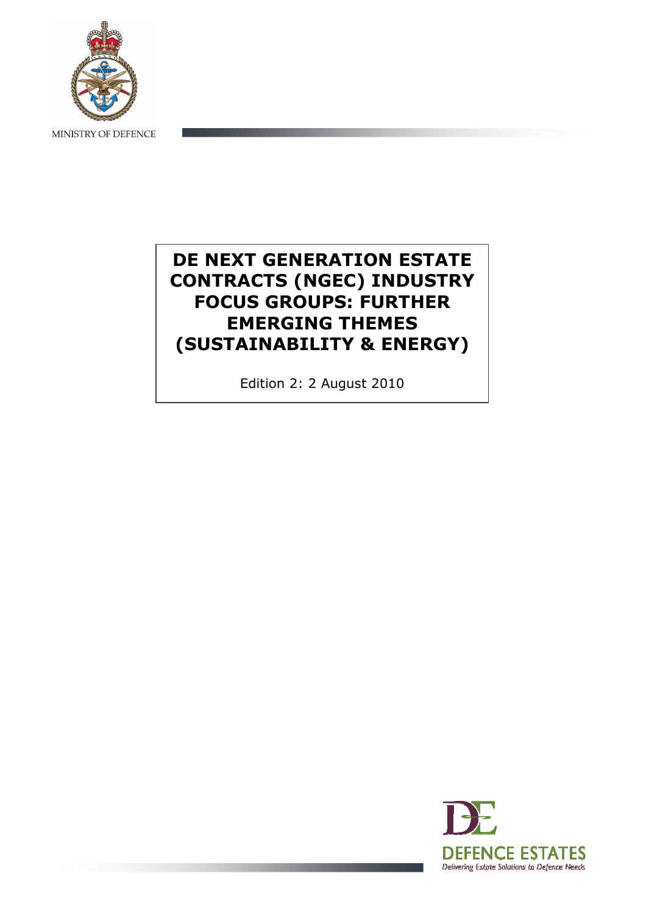MINISTRY OF DEFENCE

# DE NEXT GENERATION ESTATE CONTRACTS (NGEC) INDUSTRY FOCUS GROUPS: FURTHER EMERGING THEMES (SUSTAINABILITY & ENERGY)

Edition 2: 2 August 2010

DEFENCE ESTATES

*Delivering Estate Solutions to Defence Needs*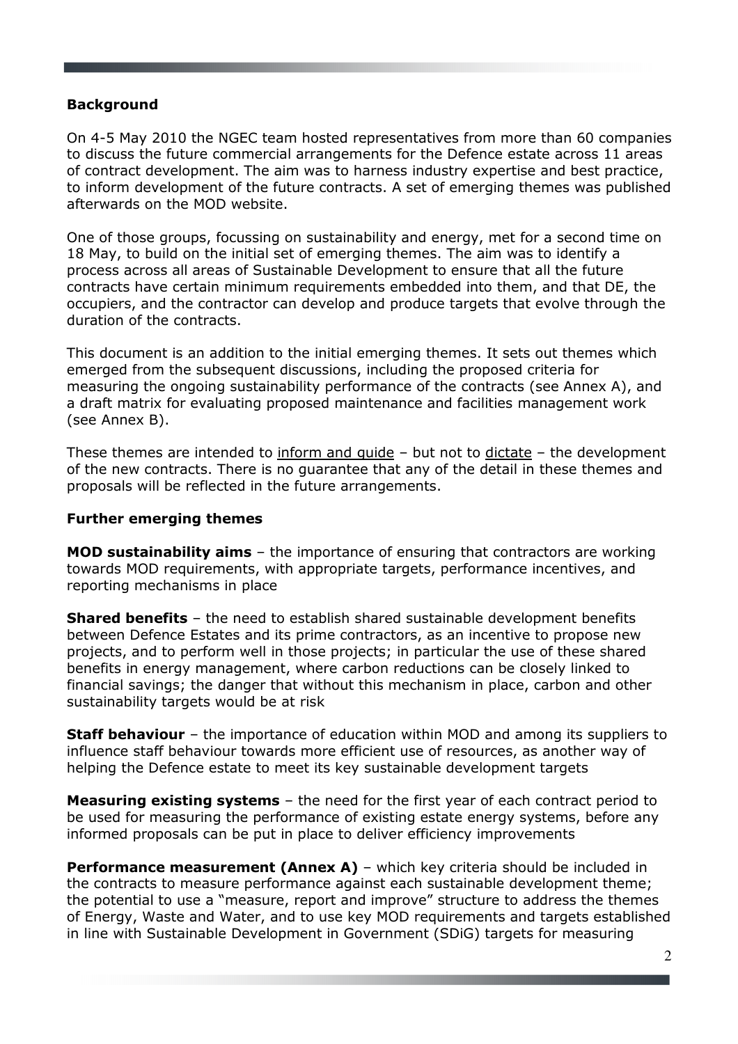**Background**

On 4-5 May 2010 the NGEC team hosted representatives from more than 60 companies to discuss the future commercial arrangements for the Defence estate across 11 areas of contract development. The aim was to harness industry expertise and best practice, to inform development of the future contracts. A set of emerging themes was published afterwards on the MOD website.

One of those groups, focussing on sustainability and energy, met for a second time on 18 May, to build on the initial set of emerging themes. The aim was to identify a process across all areas of Sustainable Development to ensure that all the future contracts have certain minimum requirements embedded into them, and that DE, the occupiers, and the contractor can develop and produce targets that evolve through the duration of the contracts.

This document is an addition to the initial emerging themes. It sets out themes which emerged from the subsequent discussions, including the proposed criteria for measuring the ongoing sustainability performance of the contracts (see Annex A), and a draft matrix for evaluating proposed maintenance and facilities management work (see Annex B).

These themes are intended to <u>inform and guide</u> – but not to <u>dictate</u> – the development of the new contracts. There is no guarantee that any of the detail in these themes and proposals will be reflected in the future arrangements.

**Further emerging themes**

**MOD sustainability aims** – the importance of ensuring that contractors are working towards MOD requirements, with appropriate targets, performance incentives, and reporting mechanisms in place

**Shared benefits** – the need to establish shared sustainable development benefits between Defence Estates and its prime contractors, as an incentive to propose new projects, and to perform well in those projects; in particular the use of these shared benefits in energy management, where carbon reductions can be closely linked to financial savings; the danger that without this mechanism in place, carbon and other sustainability targets would be at risk

**Staff behaviour** – the importance of education within MOD and among its suppliers to influence staff behaviour towards more efficient use of resources, as another way of helping the Defence estate to meet its key sustainable development targets

**Measuring existing systems** – the need for the first year of each contract period to be used for measuring the performance of existing estate energy systems, before any informed proposals can be put in place to deliver efficiency improvements

**Performance measurement (Annex A)** – which key criteria should be included in the contracts to measure performance against each sustainable development theme; the potential to use a "measure, report and improve" structure to address the themes of Energy, Waste and Water, and to use key MOD requirements and targets established in line with Sustainable Development in Government (SDiG) targets for measuring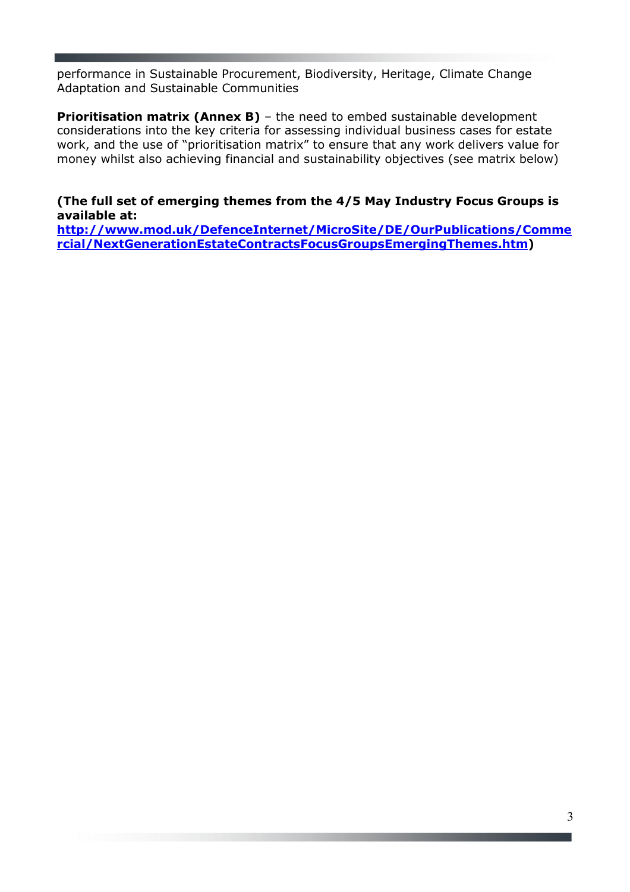performance in Sustainable Procurement, Biodiversity, Heritage, Climate Change Adaptation and Sustainable Communities

**Prioritisation matrix (Annex B)** – the need to embed sustainable development considerations into the key criteria for assessing individual business cases for estate work, and the use of "prioritisation matrix" to ensure that any work delivers value for money whilst also achieving financial and sustainability objectives (see matrix below)

**(The full set of emerging themes from the 4/5 May Industry Focus Groups is available at: [http://www.mod.uk/DefenceInternet/MicroSite/DE/OurPublications/Commercial/NextGenerationEstateContractsFocusGroupsEmergingThemes.htm](http://www.mod.uk/DefenceInternet/MicroSite/DE/OurPublications/Commercial/NextGenerationEstateContractsFocusGroupsEmergingThemes.htm))**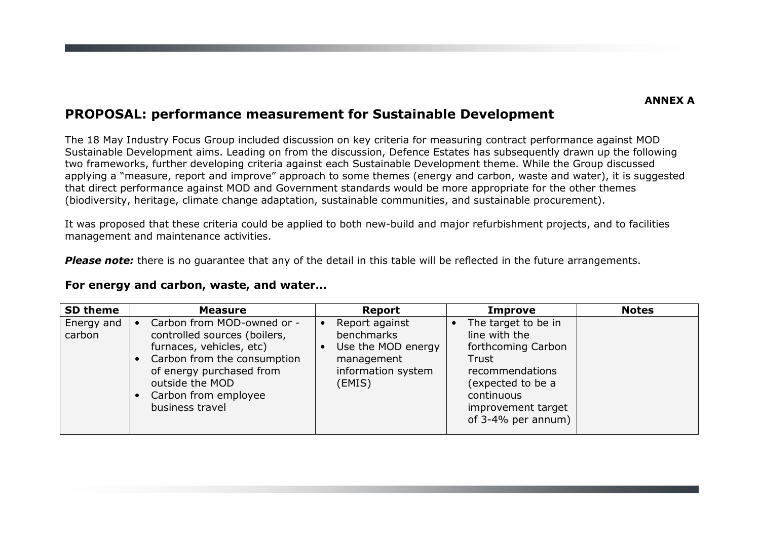**ANNEX A**

## PROPOSAL: performance measurement for Sustainable Development

The 18 May Industry Focus Group included discussion on key criteria for measuring contract performance against MOD Sustainable Development aims. Leading on from the discussion, Defence Estates has subsequently drawn up the following two frameworks, further developing criteria against each Sustainable Development theme. While the Group discussed applying a "measure, report and improve" approach to some themes (energy and carbon, waste and water), it is suggested that direct performance against MOD and Government standards would be more appropriate for the other themes (biodiversity, heritage, climate change adaptation, sustainable communities, and sustainable procurement).

It was proposed that these criteria could be applied to both new-build and major refurbishment projects, and to facilities management and maintenance activities.

***Please note:*** there is no guarantee that any of the detail in this table will be reflected in the future arrangements.

### For energy and carbon, waste, and water…

| SD theme | Measure | Report | Improve | Notes |
|---|---|---|---|---|
| Energy and carbon | • Carbon from MOD-owned or -controlled sources (boilers, furnaces, vehicles, etc)<br>• Carbon from the consumption of energy purchased from outside the MOD<br>• Carbon from employee business travel | • Report against benchmarks<br>• Use the MOD energy management information system (EMIS) | • The target to be in line with the forthcoming Carbon Trust recommendations (expected to be a continuous improvement target of 3-4% per annum) | |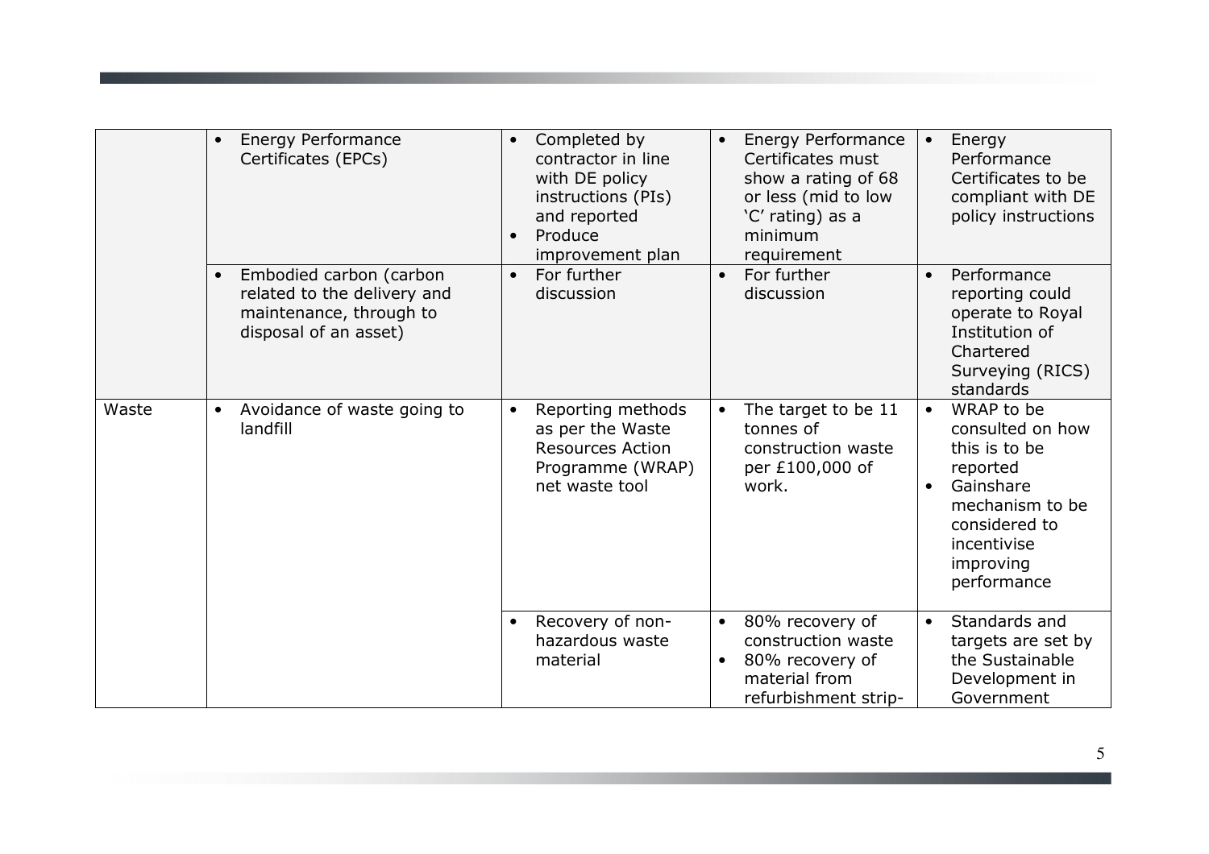| | | | | |
|---|---|---|---|---|
| | • Energy Performance Certificates (EPCs) | • Completed by contractor in line with DE policy instructions (PIs) and reported<br>• Produce improvement plan | • Energy Performance Certificates must show a rating of 68 or less (mid to low 'C' rating) as a minimum requirement | • Energy Performance Certificates to be compliant with DE policy instructions |
| | • Embodied carbon (carbon related to the delivery and maintenance, through to disposal of an asset) | • For further discussion | • For further discussion | • Performance reporting could operate to Royal Institution of Chartered Surveying (RICS) standards |
| Waste | • Avoidance of waste going to landfill | • Reporting methods as per the Waste Resources Action Programme (WRAP) net waste tool | • The target to be 11 tonnes of construction waste per £100,000 of work. | • WRAP to be consulted on how this is to be reported<br>• Gainshare mechanism to be considered to incentivise improving performance |
| | | • Recovery of non-hazardous waste material | • 80% recovery of construction waste<br>• 80% recovery of material from refurbishment strip- | • Standards and targets are set by the Sustainable Development in Government |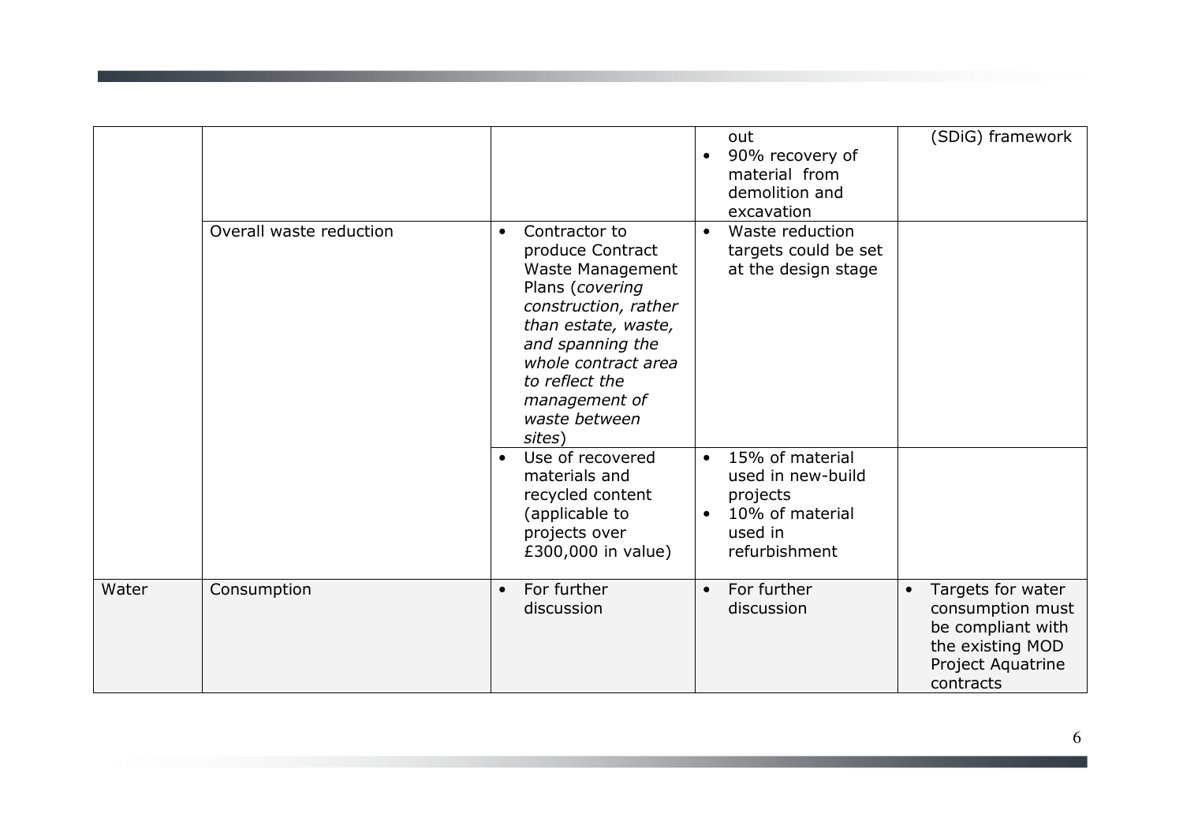| | | | | |
|---|---|---|---|---|
| | | | • out<br>• 90% recovery of material from demolition and excavation | (SDiG) framework |
| | Overall waste reduction | • Contractor to produce Contract Waste Management Plans (*covering construction, rather than estate, waste, and spanning the whole contract area to reflect the management of waste between sites*) | • Waste reduction targets could be set at the design stage | |
| | | • Use of recovered materials and recycled content (applicable to projects over £300,000 in value) | • 15% of material used in new-build projects<br>• 10% of material used in refurbishment | |
| Water | Consumption | • For further discussion | • For further discussion | • Targets for water consumption must be compliant with the existing MOD Project Aquatrine contracts |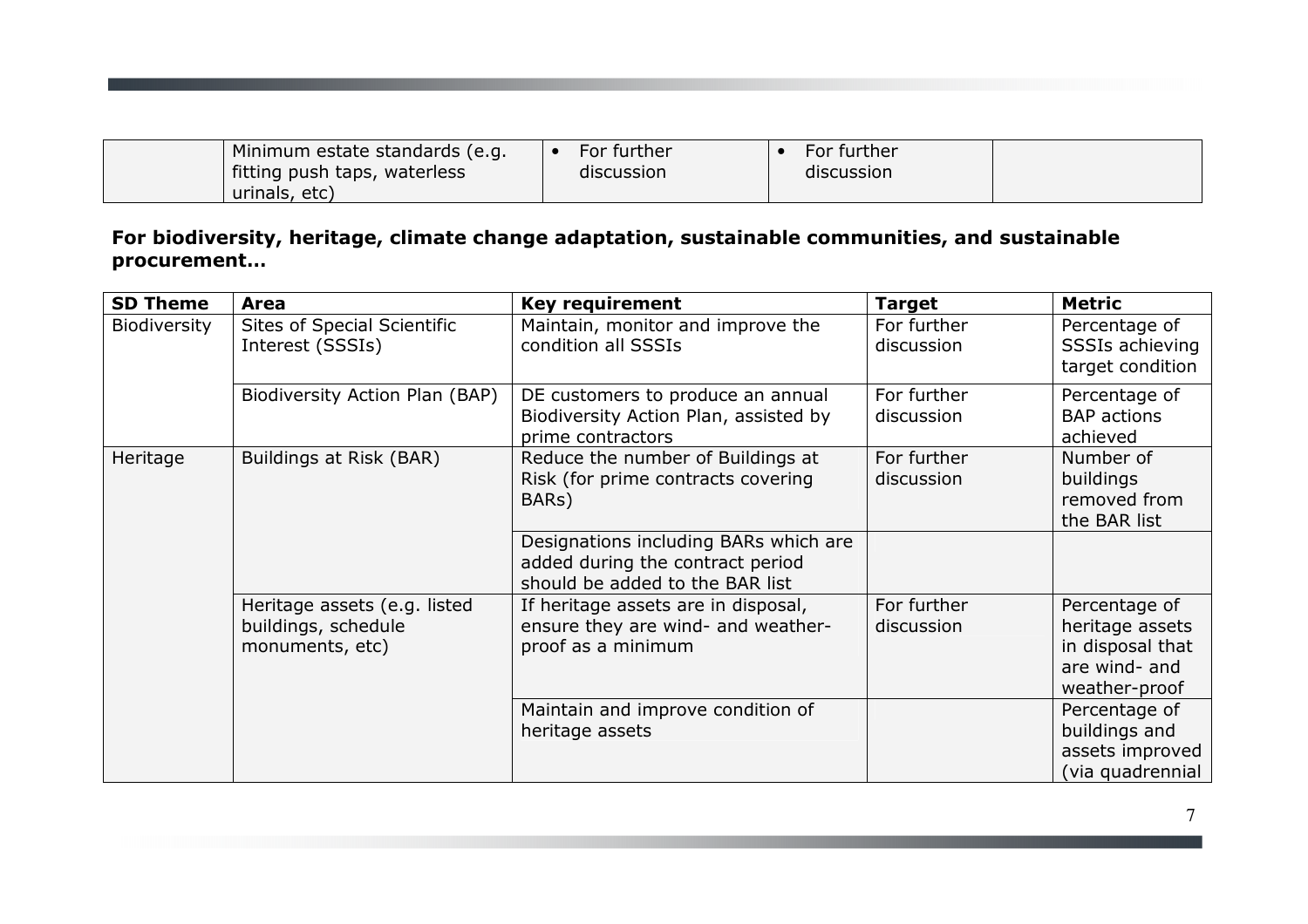| | Minimum estate standards (e.g. fitting push taps, waterless urinals, etc) | • For further discussion | • For further discussion | |
|---|---|---|---|---|

**For biodiversity, heritage, climate change adaptation, sustainable communities, and sustainable procurement…**

| SD Theme | Area | Key requirement | Target | Metric |
|---|---|---|---|---|
| Biodiversity | Sites of Special Scientific Interest (SSSIs) | Maintain, monitor and improve the condition all SSSIs | For further discussion | Percentage of SSSIs achieving target condition |
| | Biodiversity Action Plan (BAP) | DE customers to produce an annual Biodiversity Action Plan, assisted by prime contractors | For further discussion | Percentage of BAP actions achieved |
| Heritage | Buildings at Risk (BAR) | Reduce the number of Buildings at Risk (for prime contracts covering BARs) | For further discussion | Number of buildings removed from the BAR list |
| | | Designations including BARs which are added during the contract period should be added to the BAR list | | |
| | Heritage assets (e.g. listed buildings, schedule monuments, etc) | If heritage assets are in disposal, ensure they are wind- and weather-proof as a minimum | For further discussion | Percentage of heritage assets in disposal that are wind- and weather-proof |
| | | Maintain and improve condition of heritage assets | | Percentage of buildings and assets improved (via quadrennial |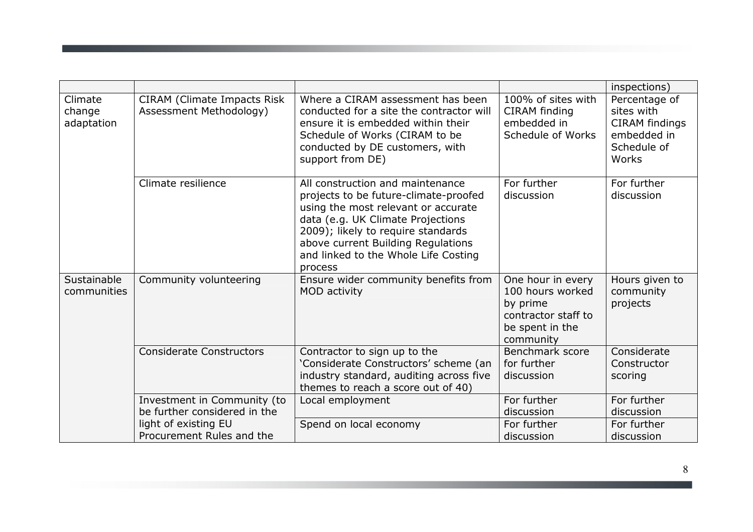| | | | | |
|---|---|---|---|---|
| | | | | inspections) |
| Climate change adaptation | CIRAM (Climate Impacts Risk Assessment Methodology) | Where a CIRAM assessment has been conducted for a site the contractor will ensure it is embedded within their Schedule of Works (CIRAM to be conducted by DE customers, with support from DE) | 100% of sites with CIRAM finding embedded in Schedule of Works | Percentage of sites with CIRAM findings embedded in Schedule of Works |
| | Climate resilience | All construction and maintenance projects to be future-climate-proofed using the most relevant or accurate data (e.g. UK Climate Projections 2009); likely to require standards above current Building Regulations and linked to the Whole Life Costing process | For further discussion | For further discussion |
| Sustainable communities | Community volunteering | Ensure wider community benefits from MOD activity | One hour in every 100 hours worked by prime contractor staff to be spent in the community | Hours given to community projects |
| | Considerate Constructors | Contractor to sign up to the 'Considerate Constructors' scheme (an industry standard, auditing across five themes to reach a score out of 40) | Benchmark score for further discussion | Considerate Constructor scoring |
| | Investment in Community (to be further considered in the light of existing EU Procurement Rules and the | Local employment | For further discussion | For further discussion |
| | | Spend on local economy | For further discussion | For further discussion |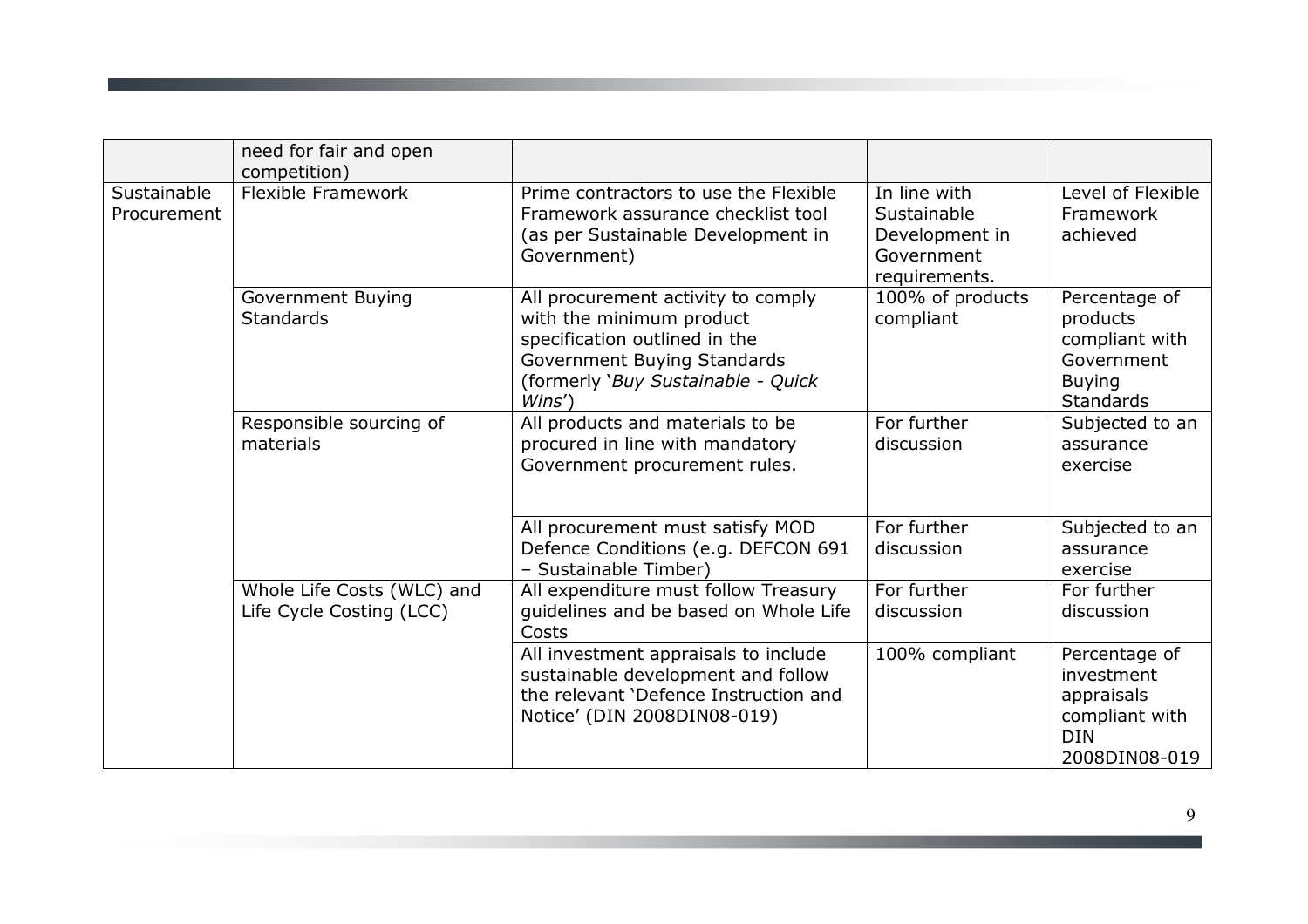| | | | | |
|---|---|---|---|---|
| | need for fair and open competition) | | | |
| Sustainable Procurement | Flexible Framework | Prime contractors to use the Flexible Framework assurance checklist tool (as per Sustainable Development in Government) | In line with Sustainable Development in Government requirements. | Level of Flexible Framework achieved |
| | Government Buying Standards | All procurement activity to comply with the minimum product specification outlined in the Government Buying Standards (formerly '*Buy Sustainable - Quick Wins*') | 100% of products compliant | Percentage of products compliant with Government Buying Standards |
| | Responsible sourcing of materials | All products and materials to be procured in line with mandatory Government procurement rules. | For further discussion | Subjected to an assurance exercise |
| | | All procurement must satisfy MOD Defence Conditions (e.g. DEFCON 691 – Sustainable Timber) | For further discussion | Subjected to an assurance exercise |
| | Whole Life Costs (WLC) and Life Cycle Costing (LCC) | All expenditure must follow Treasury guidelines and be based on Whole Life Costs | For further discussion | For further discussion |
| | | All investment appraisals to include sustainable development and follow the relevant 'Defence Instruction and Notice' (DIN 2008DIN08-019) | 100% compliant | Percentage of investment appraisals compliant with DIN 2008DIN08-019 |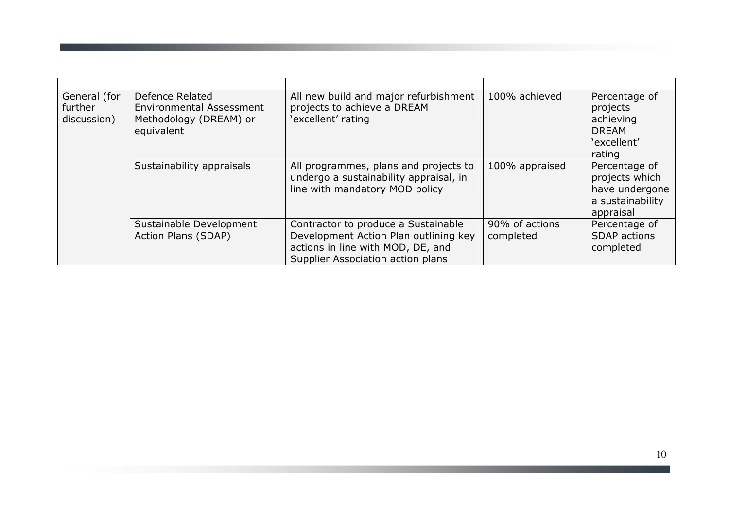| | | | | |
|---|---|---|---|---|
| General (for further discussion) | Defence Related Environmental Assessment Methodology (DREAM) or equivalent | All new build and major refurbishment projects to achieve a DREAM 'excellent' rating | 100% achieved | Percentage of projects achieving DREAM 'excellent' rating |
| | Sustainability appraisals | All programmes, plans and projects to undergo a sustainability appraisal, in line with mandatory MOD policy | 100% appraised | Percentage of projects which have undergone a sustainability appraisal |
| | Sustainable Development Action Plans (SDAP) | Contractor to produce a Sustainable Development Action Plan outlining key actions in line with MOD, DE, and Supplier Association action plans | 90% of actions completed | Percentage of SDAP actions completed |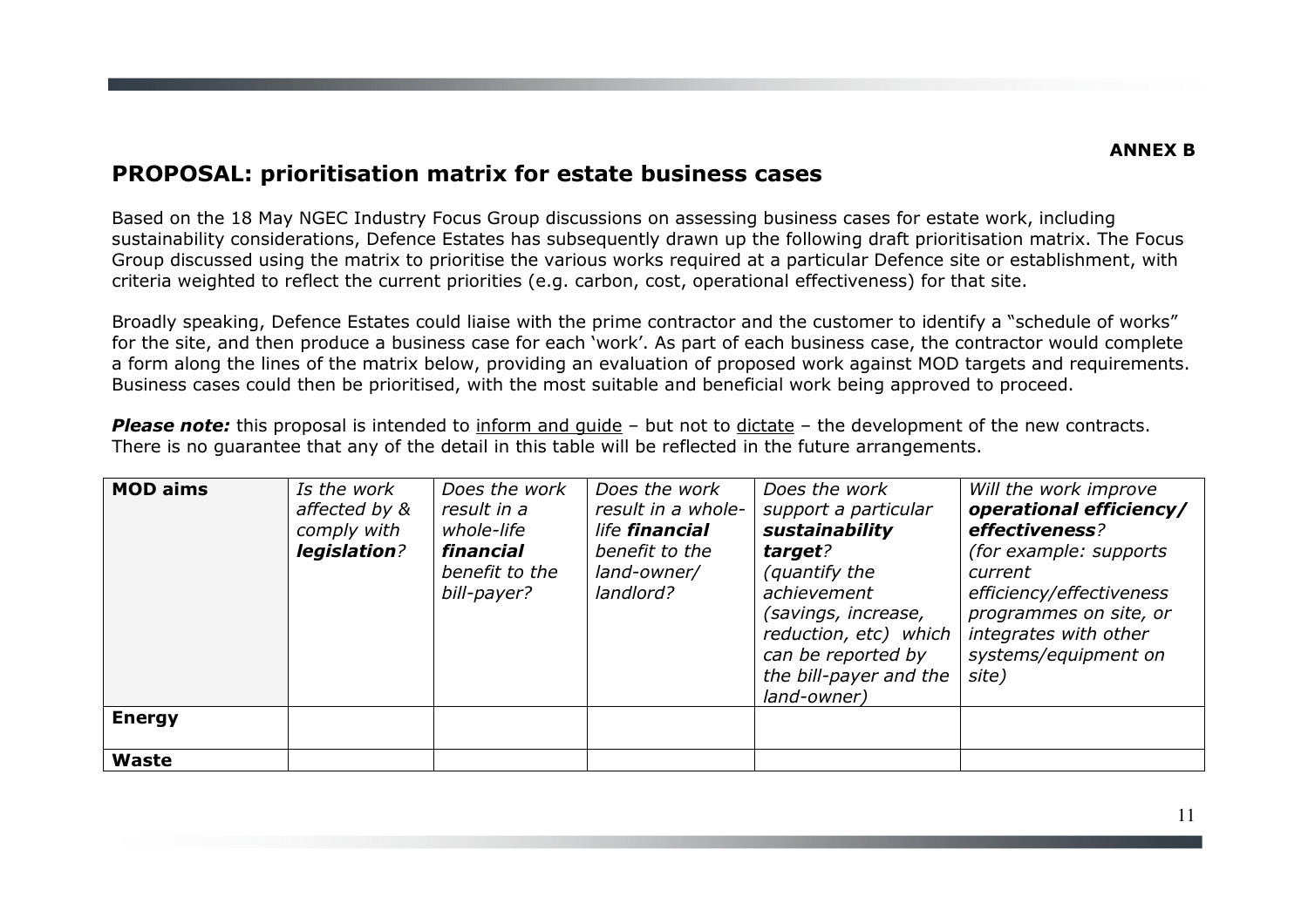**ANNEX B**

## PROPOSAL: prioritisation matrix for estate business cases

Based on the 18 May NGEC Industry Focus Group discussions on assessing business cases for estate work, including sustainability considerations, Defence Estates has subsequently drawn up the following draft prioritisation matrix. The Focus Group discussed using the matrix to prioritise the various works required at a particular Defence site or establishment, with criteria weighted to reflect the current priorities (e.g. carbon, cost, operational effectiveness) for that site.

Broadly speaking, Defence Estates could liaise with the prime contractor and the customer to identify a "schedule of works" for the site, and then produce a business case for each 'work'. As part of each business case, the contractor would complete a form along the lines of the matrix below, providing an evaluation of proposed work against MOD targets and requirements. Business cases could then be prioritised, with the most suitable and beneficial work being approved to proceed.

***Please note:*** this proposal is intended to inform and guide – but not to dictate – the development of the new contracts. There is no guarantee that any of the detail in this table will be reflected in the future arrangements.

| **MOD aims** | *Is the work affected by & comply with **legislation**?* | *Does the work result in a whole-life **financial** benefit to the bill-payer?* | *Does the work result in a whole-life **financial** benefit to the land-owner/ landlord?* | *Does the work support a particular **sustainability target**? (quantify the achievement (savings, increase, reduction, etc) which can be reported by the bill-payer and the land-owner)* | *Will the work improve **operational efficiency/ effectiveness**? (for example: supports current efficiency/effectiveness programmes on site, or integrates with other systems/equipment on site)* |
|---|---|---|---|---|---|
| **Energy** | | | | | |
| **Waste** | | | | | |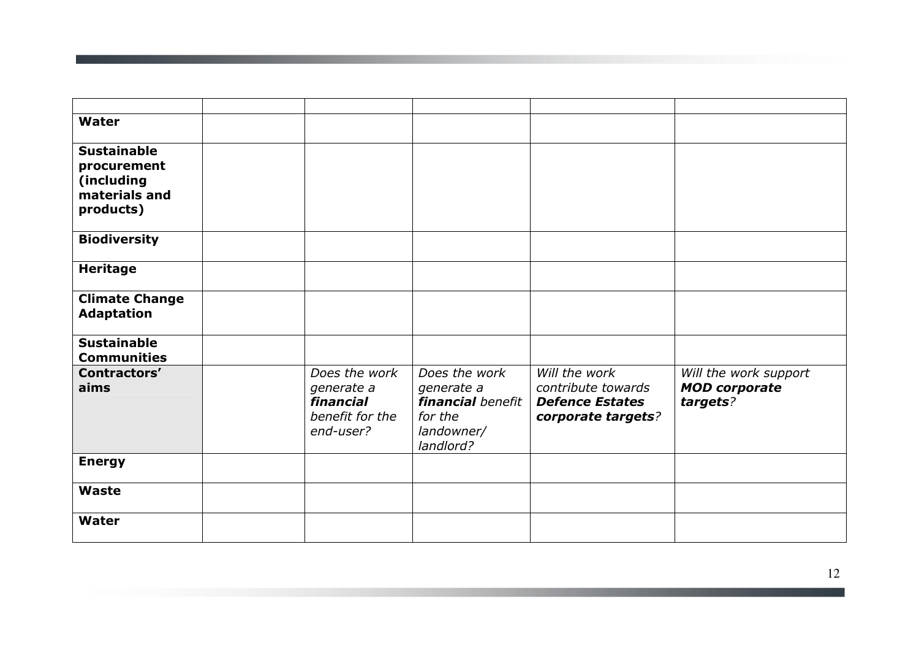| | | | | | |
|---|---|---|---|---|---|
| **Water** | | | | | |
| **Sustainable procurement (including materials and products)** | | | | | |
| **Biodiversity** | | | | | |
| **Heritage** | | | | | |
| **Climate Change Adaptation** | | | | | |
| **Sustainable Communities** | | | | | |
| **Contractors' aims** | | *Does the work generate a **financial** benefit for the end-user?* | *Does the work generate a **financial** benefit for the landowner/ landlord?* | *Will the work contribute towards **Defence Estates corporate targets**?* | *Will the work support **MOD corporate targets**?* |
| **Energy** | | | | | |
| **Waste** | | | | | |
| **Water** | | | | | |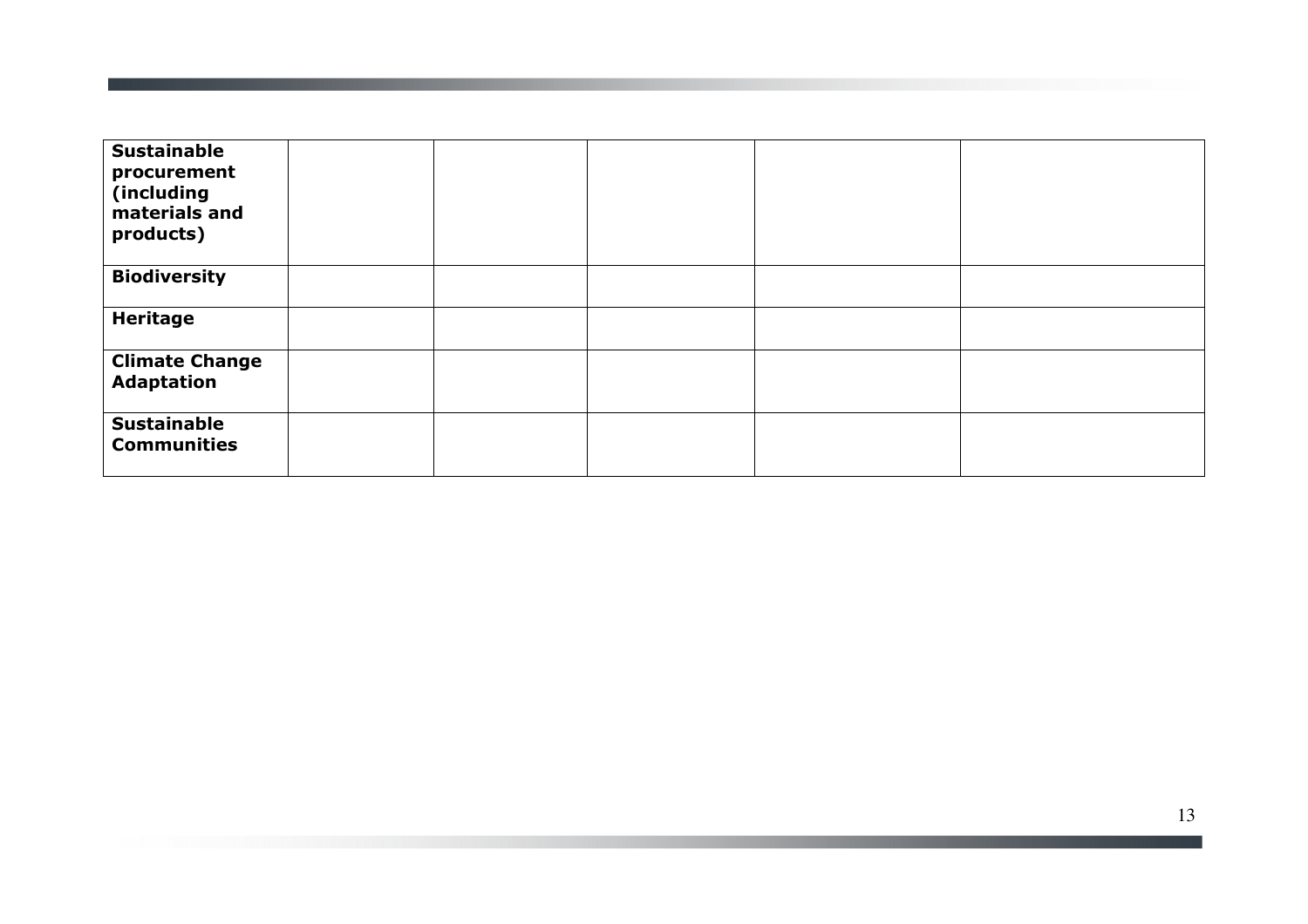| | | | | | |
|---|---|---|---|---|---|
| **Sustainable procurement (including materials and products)** | | | | | |
| **Biodiversity** | | | | | |
| **Heritage** | | | | | |
| **Climate Change Adaptation** | | | | | |
| **Sustainable Communities** | | | | | |